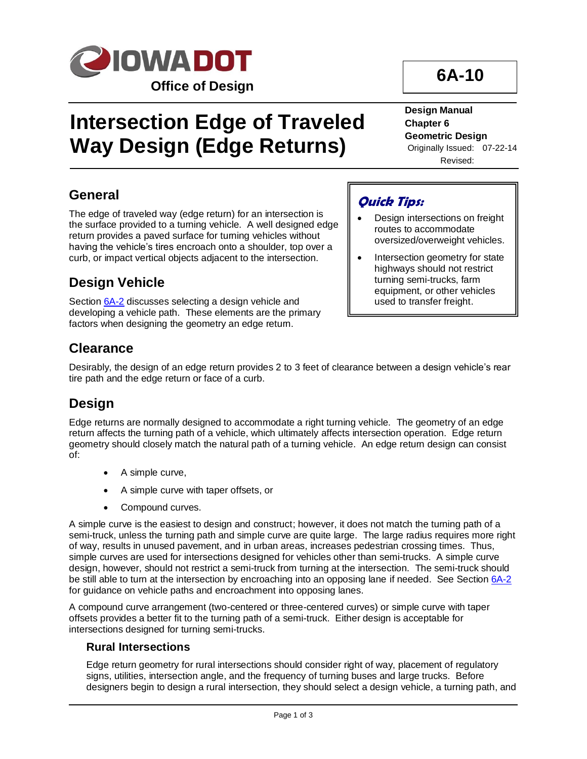IOWA DOT

Office of Design

# Intersection Edge of Traveled Way Design (Edge Returns)

**6A-10**

**Design Manual**
**Chapter 6**
**Geometric Design**
Originally Issued: 07-22-14
Revised:

## General

The edge of traveled way (edge return) for an intersection is the surface provided to a turning vehicle. A well designed edge return provides a paved surface for turning vehicles without having the vehicle's tires encroach onto a shoulder, top over a curb, or impact vertical objects adjacent to the intersection.

> ***Quick Tips:***
>
> - Design intersections on freight routes to accommodate oversized/overweight vehicles.
> - Intersection geometry for state highways should not restrict turning semi-trucks, farm equipment, or other vehicles used to transfer freight.

## Design Vehicle

Section 6A-2 discusses selecting a design vehicle and developing a vehicle path. These elements are the primary factors when designing the geometry an edge return.

## Clearance

Desirably, the design of an edge return provides 2 to 3 feet of clearance between a design vehicle's rear tire path and the edge return or face of a curb.

## Design

Edge returns are normally designed to accommodate a right turning vehicle. The geometry of an edge return affects the turning path of a vehicle, which ultimately affects intersection operation. Edge return geometry should closely match the natural path of a turning vehicle. An edge return design can consist of:

- A simple curve,
- A simple curve with taper offsets, or
- Compound curves.

A simple curve is the easiest to design and construct; however, it does not match the turning path of a semi-truck, unless the turning path and simple curve are quite large. The large radius requires more right of way, results in unused pavement, and in urban areas, increases pedestrian crossing times. Thus, simple curves are used for intersections designed for vehicles other than semi-trucks. A simple curve design, however, should not restrict a semi-truck from turning at the intersection. The semi-truck should be still able to turn at the intersection by encroaching into an opposing lane if needed. See Section 6A-2 for guidance on vehicle paths and encroachment into opposing lanes.

A compound curve arrangement (two-centered or three-centered curves) or simple curve with taper offsets provides a better fit to the turning path of a semi-truck. Either design is acceptable for intersections designed for turning semi-trucks.

### Rural Intersections

Edge return geometry for rural intersections should consider right of way, placement of regulatory signs, utilities, intersection angle, and the frequency of turning buses and large trucks. Before designers begin to design a rural intersection, they should select a design vehicle, a turning path, and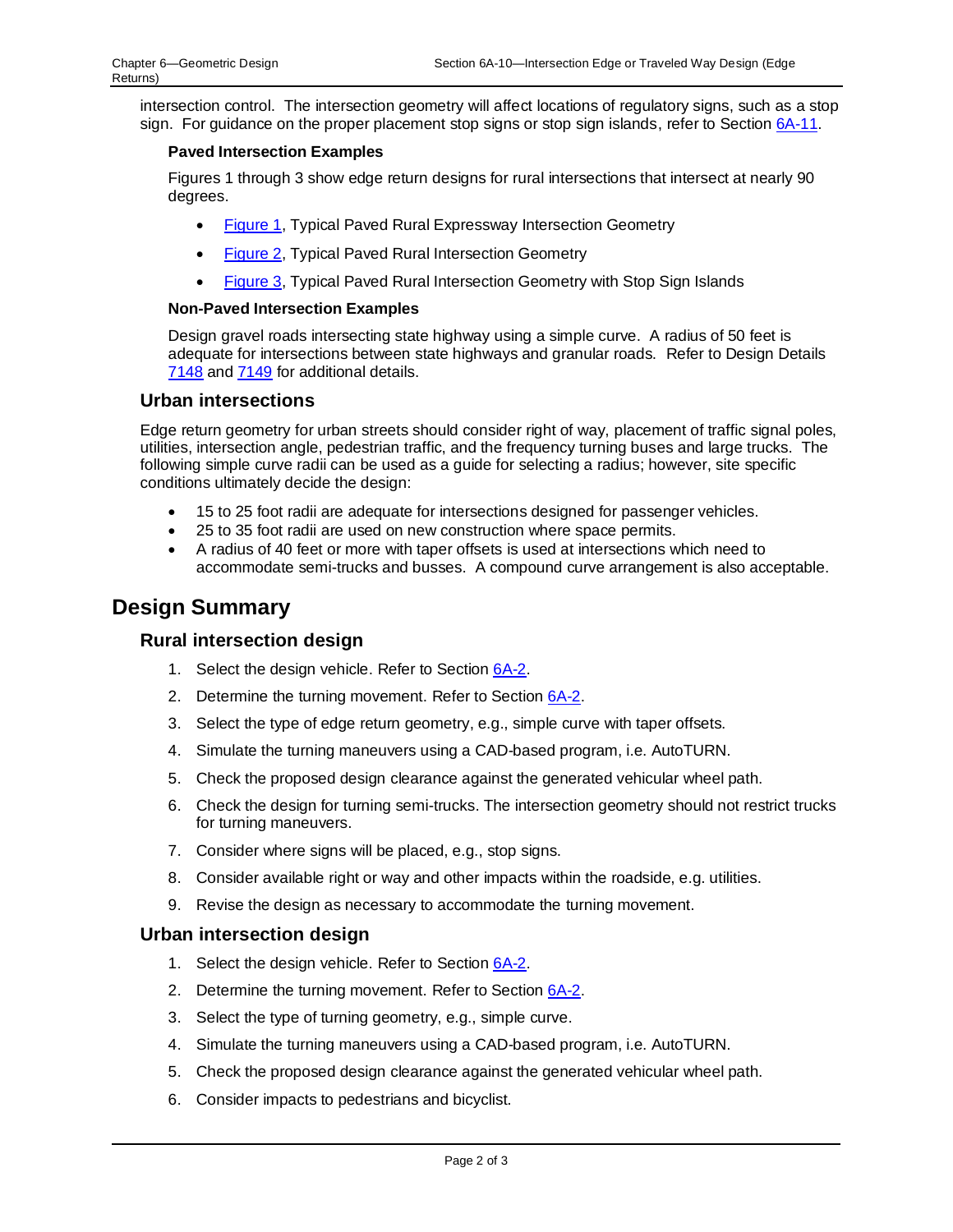intersection control. The intersection geometry will affect locations of regulatory signs, such as a stop sign. For guidance on the proper placement stop signs or stop sign islands, refer to Section 6A-11.

**Paved Intersection Examples**

Figures 1 through 3 show edge return designs for rural intersections that intersect at nearly 90 degrees.

- Figure 1, Typical Paved Rural Expressway Intersection Geometry
- Figure 2, Typical Paved Rural Intersection Geometry
- Figure 3, Typical Paved Rural Intersection Geometry with Stop Sign Islands

**Non-Paved Intersection Examples**

Design gravel roads intersecting state highway using a simple curve. A radius of 50 feet is adequate for intersections between state highways and granular roads. Refer to Design Details 7148 and 7149 for additional details.

### Urban intersections

Edge return geometry for urban streets should consider right of way, placement of traffic signal poles, utilities, intersection angle, pedestrian traffic, and the frequency turning buses and large trucks. The following simple curve radii can be used as a guide for selecting a radius; however, site specific conditions ultimately decide the design:

- 15 to 25 foot radii are adequate for intersections designed for passenger vehicles.
- 25 to 35 foot radii are used on new construction where space permits.
- A radius of 40 feet or more with taper offsets is used at intersections which need to accommodate semi-trucks and busses. A compound curve arrangement is also acceptable.

## Design Summary

### Rural intersection design

1. Select the design vehicle. Refer to Section 6A-2.
2. Determine the turning movement. Refer to Section 6A-2.
3. Select the type of edge return geometry, e.g., simple curve with taper offsets.
4. Simulate the turning maneuvers using a CAD-based program, i.e. AutoTURN.
5. Check the proposed design clearance against the generated vehicular wheel path.
6. Check the design for turning semi-trucks. The intersection geometry should not restrict trucks for turning maneuvers.
7. Consider where signs will be placed, e.g., stop signs.
8. Consider available right or way and other impacts within the roadside, e.g. utilities.
9. Revise the design as necessary to accommodate the turning movement.

### Urban intersection design

1. Select the design vehicle. Refer to Section 6A-2.
2. Determine the turning movement. Refer to Section 6A-2.
3. Select the type of turning geometry, e.g., simple curve.
4. Simulate the turning maneuvers using a CAD-based program, i.e. AutoTURN.
5. Check the proposed design clearance against the generated vehicular wheel path.
6. Consider impacts to pedestrians and bicyclist.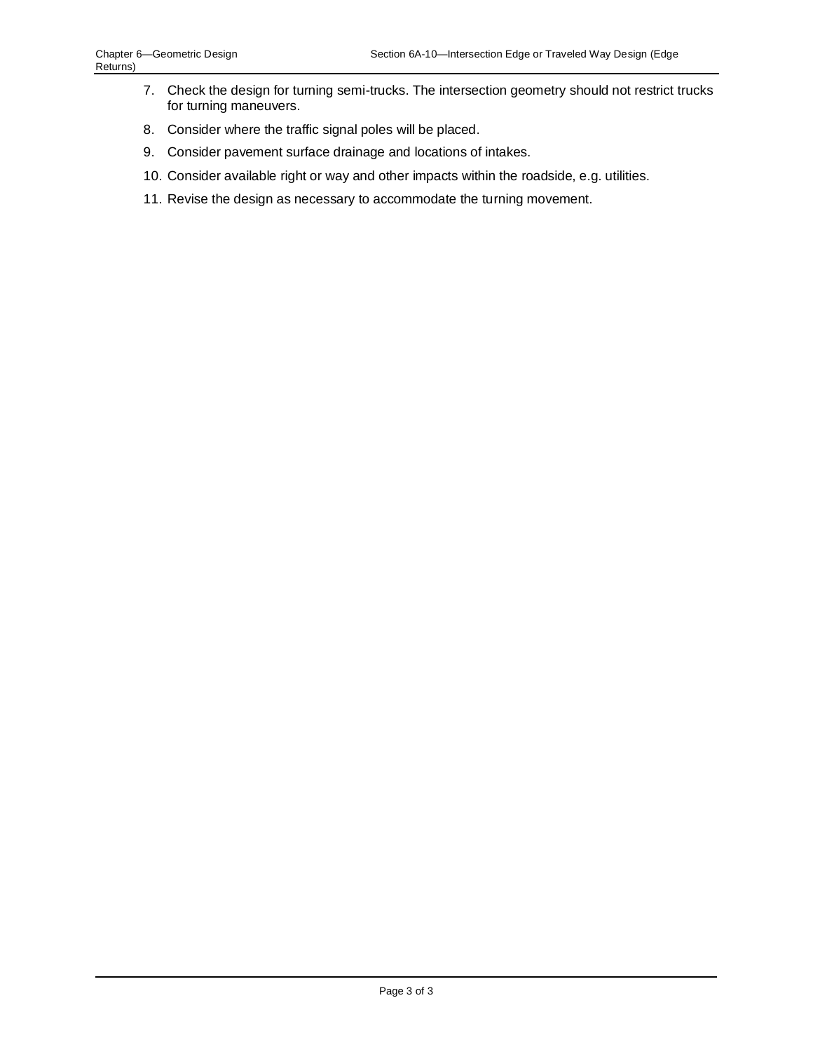7. Check the design for turning semi-trucks. The intersection geometry should not restrict trucks for turning maneuvers.
8. Consider where the traffic signal poles will be placed.
9. Consider pavement surface drainage and locations of intakes.
10. Consider available right or way and other impacts within the roadside, e.g. utilities.
11. Revise the design as necessary to accommodate the turning movement.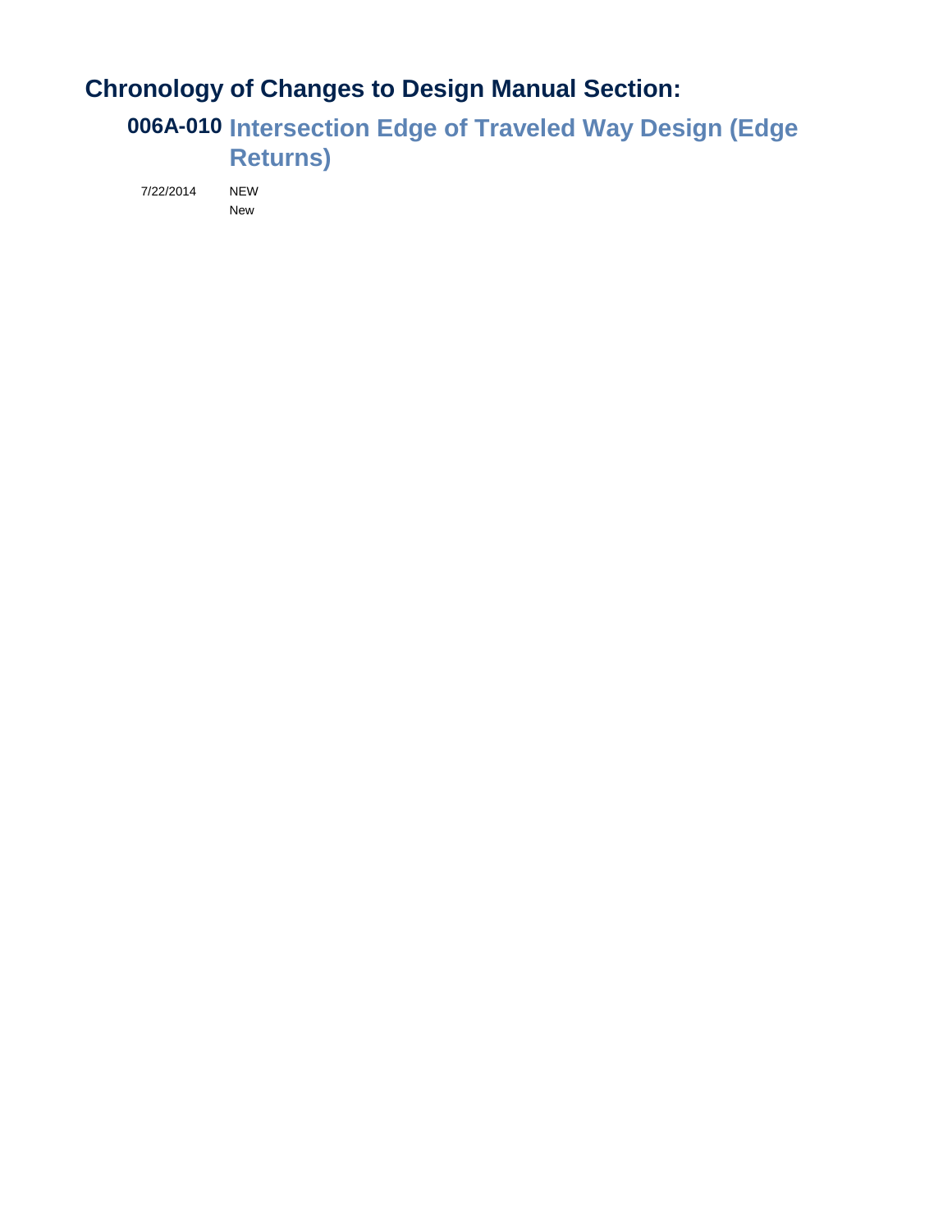# Chronology of Changes to Design Manual Section:

## 006A-010 Intersection Edge of Traveled Way Design (Edge Returns)

| | |
|---|---|
| 7/22/2014 | NEW<br>New |